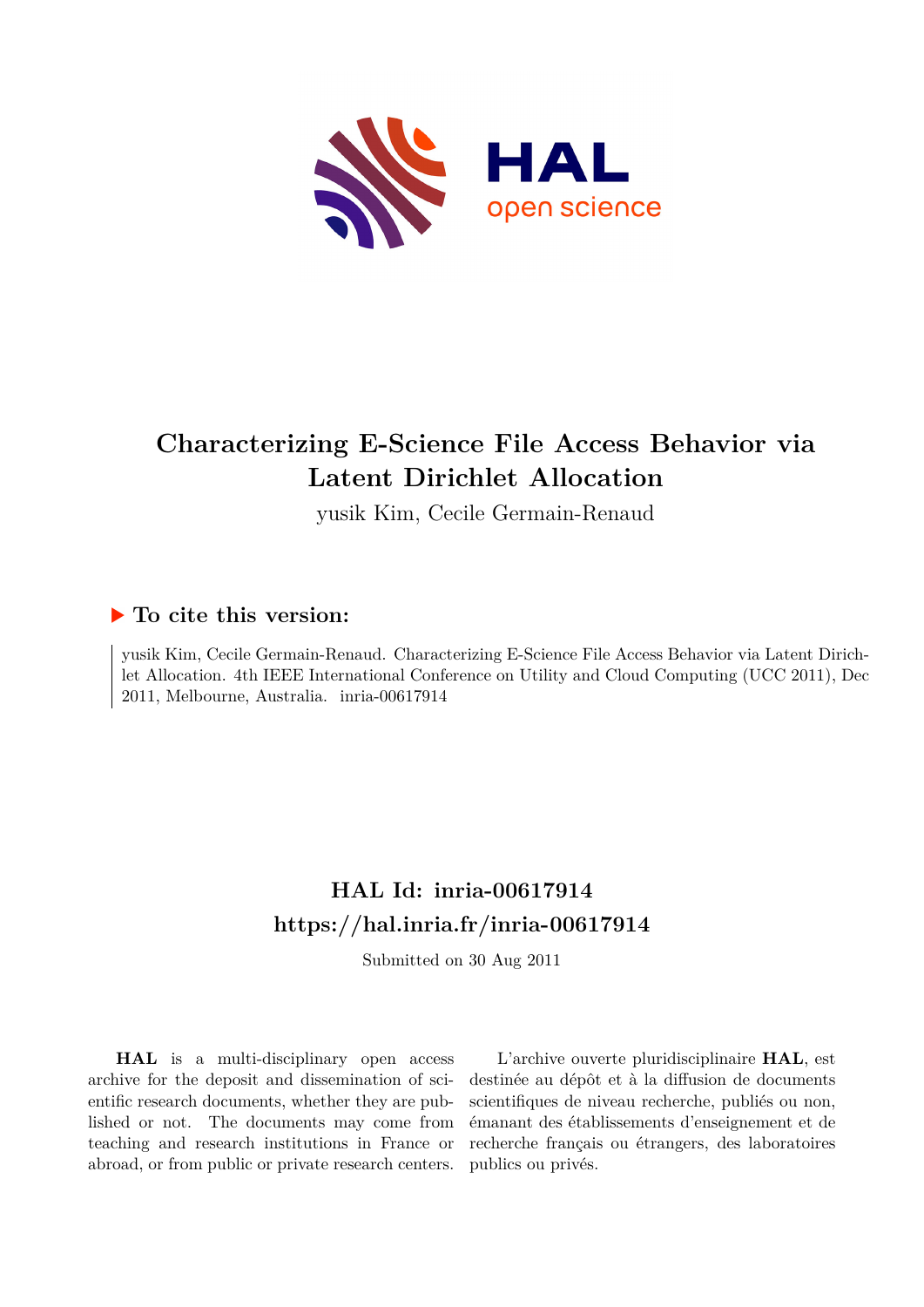# Characterizing E-Science File Access Behavior via Latent Dirichlet Allocation

yusik Kim, Cecile Germain-Renaud

## ▶ To cite this version:

yusik Kim, Cecile Germain-Renaud. Characterizing E-Science File Access Behavior via Latent Dirichlet Allocation. 4th IEEE International Conference on Utility and Cloud Computing (UCC 2011), Dec 2011, Melbourne, Australia. inria-00617914

## HAL Id: inria-00617914
## https://hal.inria.fr/inria-00617914

Submitted on 30 Aug 2011

**HAL** is a multi-disciplinary open access archive for the deposit and dissemination of scientific research documents, whether they are published or not. The documents may come from teaching and research institutions in France or abroad, or from public or private research centers.

L'archive ouverte pluridisciplinaire **HAL**, est destinée au dépôt et à la diffusion de documents scientifiques de niveau recherche, publiés ou non, émanant des établissements d'enseignement et de recherche français ou étrangers, des laboratoires publics ou privés.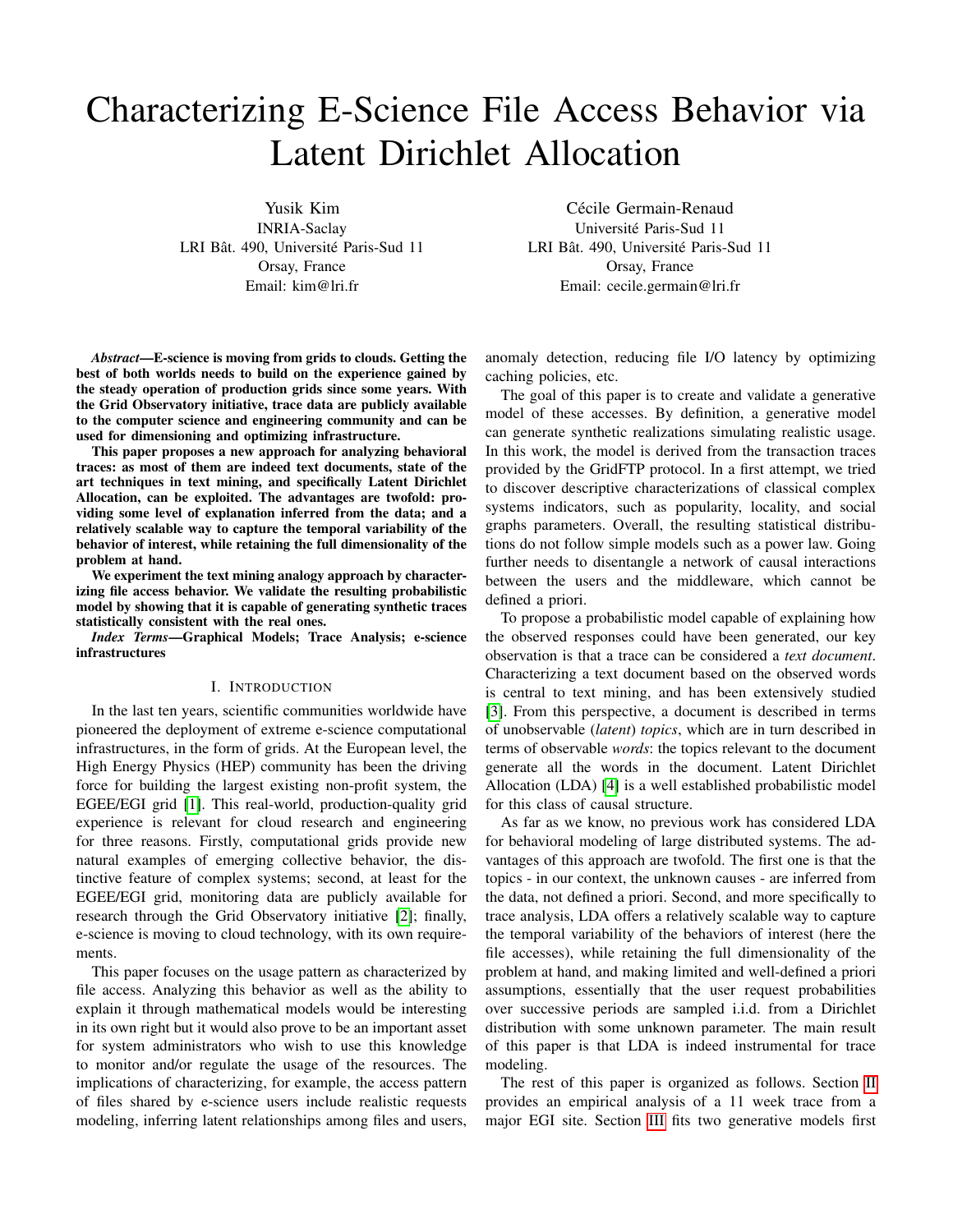# Characterizing E-Science File Access Behavior via Latent Dirichlet Allocation

Yusik Kim
INRIA-Saclay
LRI Bât. 490, Université Paris-Sud 11
Orsay, France
Email: kim@lri.fr

Cécile Germain-Renaud
Université Paris-Sud 11
LRI Bât. 490, Université Paris-Sud 11
Orsay, France
Email: cecile.germain@lri.fr

***Abstract*—E-science is moving from grids to clouds. Getting the best of both worlds needs to build on the experience gained by the steady operation of production grids since some years. With the Grid Observatory initiative, trace data are publicly available to the computer science and engineering community and can be used for dimensioning and optimizing infrastructure.**

**This paper proposes a new approach for analyzing behavioral traces: as most of them are indeed text documents, state of the art techniques in text mining, and specifically Latent Dirichlet Allocation, can be exploited. The advantages are twofold: providing some level of explanation inferred from the data; and a relatively scalable way to capture the temporal variability of the behavior of interest, while retaining the full dimensionality of the problem at hand.**

**We experiment the text mining analogy approach by characterizing file access behavior. We validate the resulting probabilistic model by showing that it is capable of generating synthetic traces statistically consistent with the real ones.**

***Index Terms*—Graphical Models; Trace Analysis; e-science infrastructures**

## I. Introduction

In the last ten years, scientific communities worldwide have pioneered the deployment of extreme e-science computational infrastructures, in the form of grids. At the European level, the High Energy Physics (HEP) community has been the driving force for building the largest existing non-profit system, the EGEE/EGI grid [1]. This real-world, production-quality grid experience is relevant for cloud research and engineering for three reasons. Firstly, computational grids provide new natural examples of emerging collective behavior, the distinctive feature of complex systems; second, at least for the EGEE/EGI grid, monitoring data are publicly available for research through the Grid Observatory initiative [2]; finally, e-science is moving to cloud technology, with its own requirements.

This paper focuses on the usage pattern as characterized by file access. Analyzing this behavior as well as the ability to explain it through mathematical models would be interesting in its own right but it would also prove to be an important asset for system administrators who wish to use this knowledge to monitor and/or regulate the usage of the resources. The implications of characterizing, for example, the access pattern of files shared by e-science users include realistic requests modeling, inferring latent relationships among files and users, anomaly detection, reducing file I/O latency by optimizing caching policies, etc.

The goal of this paper is to create and validate a generative model of these accesses. By definition, a generative model can generate synthetic realizations simulating realistic usage. In this work, the model is derived from the transaction traces provided by the GridFTP protocol. In a first attempt, we tried to discover descriptive characterizations of classical complex systems indicators, such as popularity, locality, and social graphs parameters. Overall, the resulting statistical distributions do not follow simple models such as a power law. Going further needs to disentangle a network of causal interactions between the users and the middleware, which cannot be defined a priori.

To propose a probabilistic model capable of explaining how the observed responses could have been generated, our key observation is that a trace can be considered a *text document*. Characterizing a text document based on the observed words is central to text mining, and has been extensively studied [3]. From this perspective, a document is described in terms of unobservable (*latent*) *topics*, which are in turn described in terms of observable *words*: the topics relevant to the document generate all the words in the document. Latent Dirichlet Allocation (LDA) [4] is a well established probabilistic model for this class of causal structure.

As far as we know, no previous work has considered LDA for behavioral modeling of large distributed systems. The advantages of this approach are twofold. The first one is that the topics - in our context, the unknown causes - are inferred from the data, not defined a priori. Second, and more specifically to trace analysis, LDA offers a relatively scalable way to capture the temporal variability of the behaviors of interest (here the file accesses), while retaining the full dimensionality of the problem at hand, and making limited and well-defined a priori assumptions, essentially that the user request probabilities over successive periods are sampled i.i.d. from a Dirichlet distribution with some unknown parameter. The main result of this paper is that LDA is indeed instrumental for trace modeling.

The rest of this paper is organized as follows. Section II provides an empirical analysis of a 11 week trace from a major EGI site. Section III fits two generative models first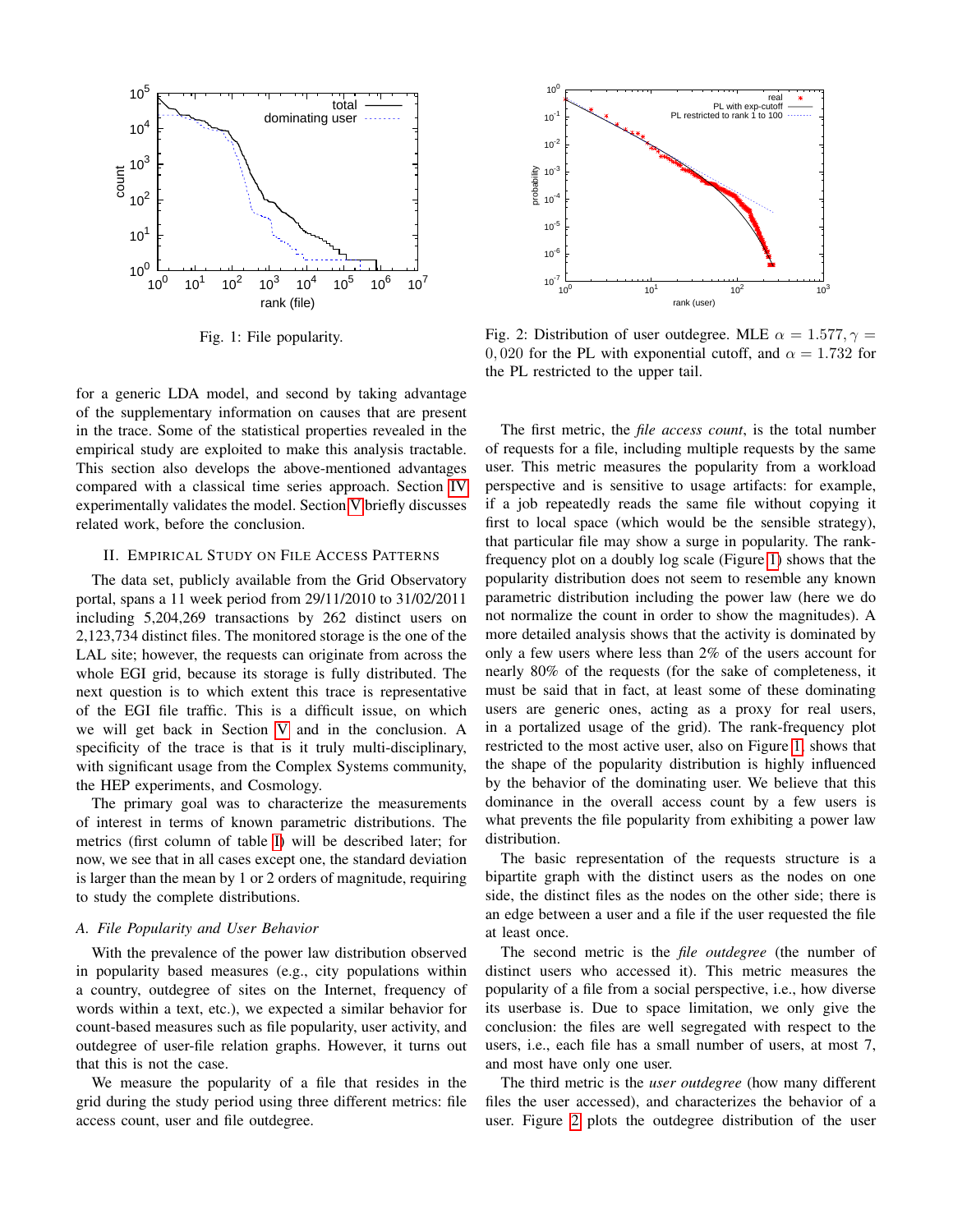total
dominating user
count
rank (file)
$10^0$ $10^1$ $10^2$ $10^3$ $10^4$ $10^5$ $10^6$ $10^7$
$10^0$ $10^1$ $10^2$ $10^3$ $10^4$ $10^5$

Fig. 1: File popularity.

real
PL with exp-cutoff
PL restricted to rank 1 to 100
probability
rank (user)
$10^0$ $10^1$ $10^2$ $10^3$
$10^{-7}$ $10^{-6}$ $10^{-5}$ $10^{-4}$ $10^{-3}$ $10^{-2}$ $10^{-1}$ $10^0$

Fig. 2: Distribution of user outdegree. MLE $\alpha = 1.577, \gamma = 0,020$ for the PL with exponential cutoff, and $\alpha = 1.732$ for the PL restricted to the upper tail.

for a generic LDA model, and second by taking advantage of the supplementary information on causes that are present in the trace. Some of the statistical properties revealed in the empirical study are exploited to make this analysis tractable. This section also develops the above-mentioned advantages compared with a classical time series approach. Section IV experimentally validates the model. Section V briefly discusses related work, before the conclusion.

## II. Empirical Study on File Access Patterns

The data set, publicly available from the Grid Observatory portal, spans a 11 week period from 29/11/2010 to 31/02/2011 including 5,204,269 transactions by 262 distinct users on 2,123,734 distinct files. The monitored storage is the one of the LAL site; however, the requests can originate from across the whole EGI grid, because its storage is fully distributed. The next question is to which extent this trace is representative of the EGI file traffic. This is a difficult issue, on which we will get back in Section V and in the conclusion. A specificity of the trace is that is it truly multi-disciplinary, with significant usage from the Complex Systems community, the HEP experiments, and Cosmology.

The primary goal was to characterize the measurements of interest in terms of known parametric distributions. The metrics (first column of table I) will be described later; for now, we see that in all cases except one, the standard deviation is larger than the mean by 1 or 2 orders of magnitude, requiring to study the complete distributions.

### A. File Popularity and User Behavior

With the prevalence of the power law distribution observed in popularity based measures (e.g., city populations within a country, outdegree of sites on the Internet, frequency of words within a text, etc.), we expected a similar behavior for count-based measures such as file popularity, user activity, and outdegree of user-file relation graphs. However, it turns out that this is not the case.

We measure the popularity of a file that resides in the grid during the study period using three different metrics: file access count, user and file outdegree.

The first metric, the *file access count*, is the total number of requests for a file, including multiple requests by the same user. This metric measures the popularity from a workload perspective and is sensitive to usage artifacts: for example, if a job repeatedly reads the same file without copying it first to local space (which would be the sensible strategy), that particular file may show a surge in popularity. The rank-frequency plot on a doubly log scale (Figure 1) shows that the popularity distribution does not seem to resemble any known parametric distribution including the power law (here we do not normalize the count in order to show the magnitudes). A more detailed analysis shows that the activity is dominated by only a few users where less than 2% of the users account for nearly 80% of the requests (for the sake of completeness, it must be said that in fact, at least some of these dominating users are generic ones, acting as a proxy for real users, in a portalized usage of the grid). The rank-frequency plot restricted to the most active user, also on Figure 1, shows that the shape of the popularity distribution is highly influenced by the behavior of the dominating user. We believe that this dominance in the overall access count by a few users is what prevents the file popularity from exhibiting a power law distribution.

The basic representation of the requests structure is a bipartite graph with the distinct users as the nodes on one side, the distinct files as the nodes on the other side; there is an edge between a user and a file if the user requested the file at least once.

The second metric is the *file outdegree* (the number of distinct users who accessed it). This metric measures the popularity of a file from a social perspective, i.e., how diverse its userbase is. Due to space limitation, we only give the conclusion: the files are well segregated with respect to the users, i.e., each file has a small number of users, at most 7, and most have only one user.

The third metric is the *user outdegree* (how many different files the user accessed), and characterizes the behavior of a user. Figure 2 plots the outdegree distribution of the user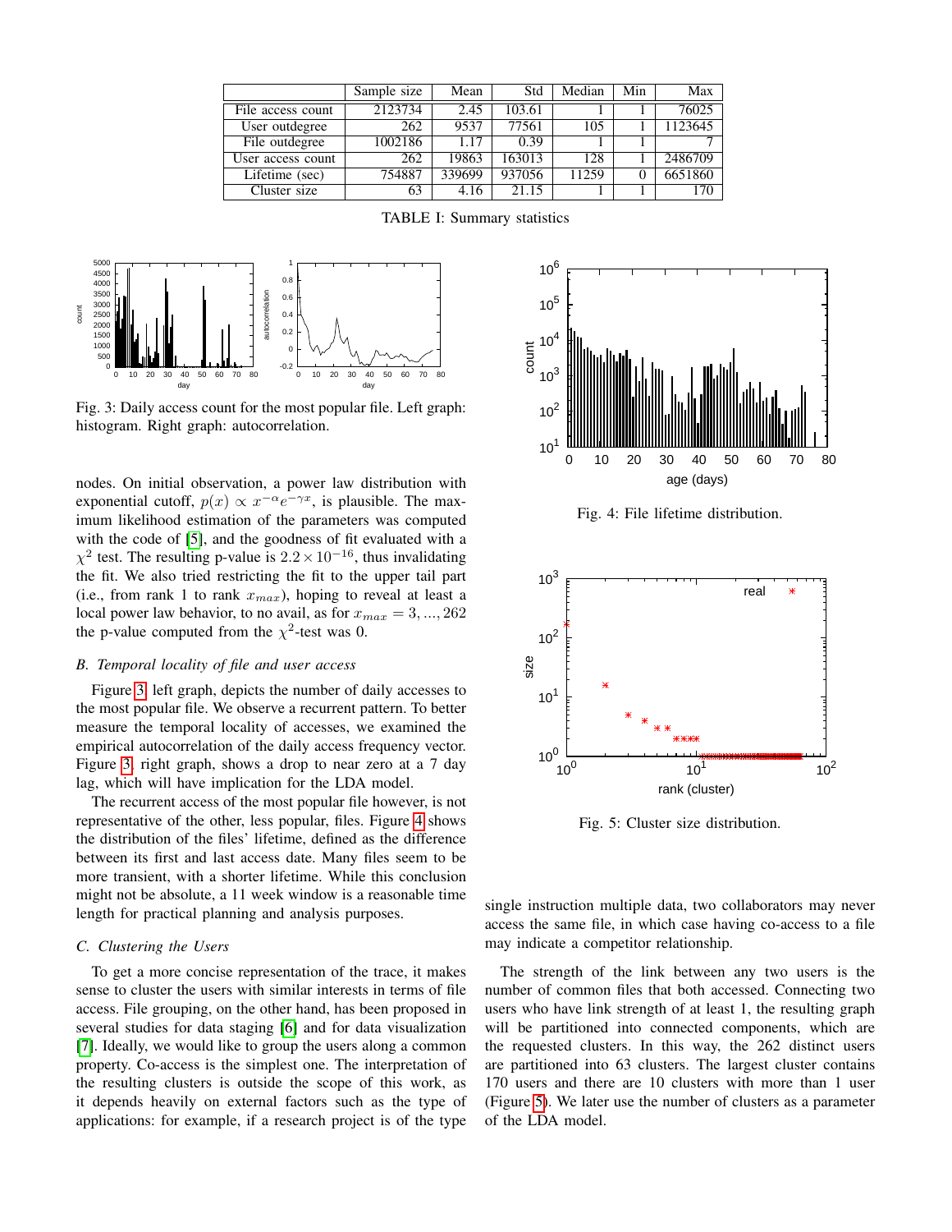|  | Sample size | Mean | Std | Median | Min | Max |
|---|---|---|---|---|---|---|
| File access count | 2123734 | 2.45 | 103.61 | 1 | 1 | 76025 |
| User outdegree | 262 | 9537 | 77561 | 105 | 1 | 1123645 |
| File outdegree | 1002186 | 1.17 | 0.39 | 1 | 1 | 7 |
| User access count | 262 | 19863 | 163013 | 128 | 1 | 2486709 |
| Lifetime (sec) | 754887 | 339699 | 937056 | 11259 | 0 | 6651860 |
| Cluster size | 63 | 4.16 | 21.15 | 1 | 1 | 170 |

TABLE I: Summary statistics

Fig. 3: Daily access count for the most popular file. Left graph: histogram. Right graph: autocorrelation.

nodes. On initial observation, a power law distribution with exponential cutoff, $p(x) \propto x^{-\alpha}e^{-\gamma x}$, is plausible. The maximum likelihood estimation of the parameters was computed with the code of [5], and the goodness of fit evaluated with a $\chi^2$ test. The resulting p-value is $2.2 \times 10^{-16}$, thus invalidating the fit. We also tried restricting the fit to the upper tail part (i.e., from rank 1 to rank $x_{max}$), hoping to reveal at least a local power law behavior, to no avail, as for $x_{max} = 3, ..., 262$ the p-value computed from the $\chi^2$-test was 0.

### B. Temporal locality of file and user access

Figure 3 left graph, depicts the number of daily accesses to the most popular file. We observe a recurrent pattern. To better measure the temporal locality of accesses, we examined the empirical autocorrelation of the daily access frequency vector. Figure 3 right graph, shows a drop to near zero at a 7 day lag, which will have implication for the LDA model.

The recurrent access of the most popular file however, is not representative of the other, less popular, files. Figure 4 shows the distribution of the files' lifetime, defined as the difference between its first and last access date. Many files seem to be more transient, with a shorter lifetime. While this conclusion might not be absolute, a 11 week window is a reasonable time length for practical planning and analysis purposes.

### C. Clustering the Users

To get a more concise representation of the trace, it makes sense to cluster the users with similar interests in terms of file access. File grouping, on the other hand, has been proposed in several studies for data staging [6] and for data visualization [7]. Ideally, we would like to group the users along a common property. Co-access is the simplest one. The interpretation of the resulting clusters is outside the scope of this work, as it depends heavily on external factors such as the type of applications: for example, if a research project is of the type single instruction multiple data, two collaborators may never access the same file, in which case having co-access to a file may indicate a competitor relationship.

Fig. 4: File lifetime distribution.

Fig. 5: Cluster size distribution.

The strength of the link between any two users is the number of common files that both accessed. Connecting two users who have link strength of at least 1, the resulting graph will be partitioned into connected components, which are the requested clusters. In this way, the 262 distinct users are partitioned into 63 clusters. The largest cluster contains 170 users and there are 10 clusters with more than 1 user (Figure 5). We later use the number of clusters as a parameter of the LDA model.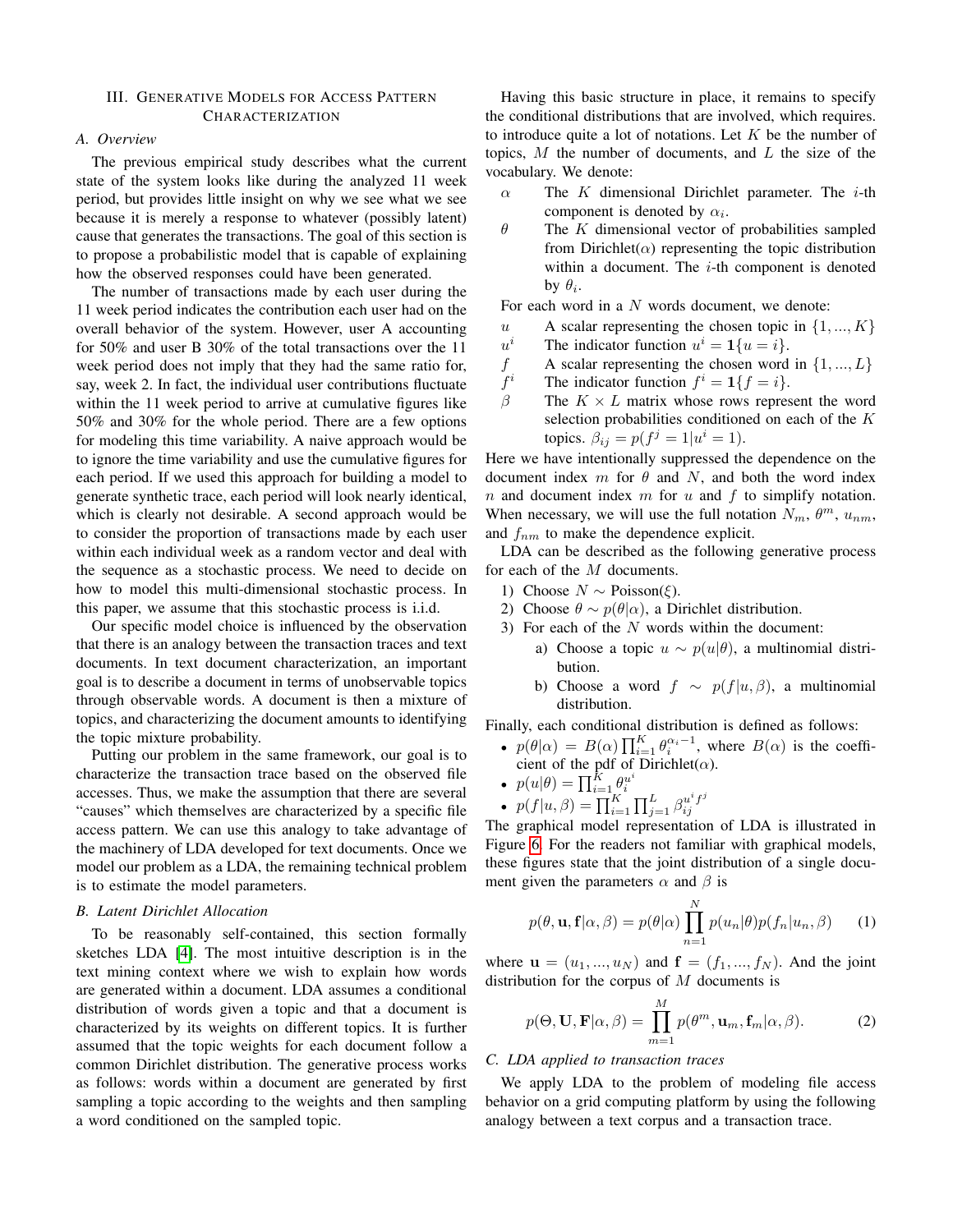## III. Generative Models for Access Pattern Characterization

### A. Overview

The previous empirical study describes what the current state of the system looks like during the analyzed 11 week period, but provides little insight on why we see what we see because it is merely a response to whatever (possibly latent) cause that generates the transactions. The goal of this section is to propose a probabilistic model that is capable of explaining how the observed responses could have been generated.

The number of transactions made by each user during the 11 week period indicates the contribution each user had on the overall behavior of the system. However, user A accounting for 50% and user B 30% of the total transactions over the 11 week period does not imply that they had the same ratio for, say, week 2. In fact, the individual user contributions fluctuate within the 11 week period to arrive at cumulative figures like 50% and 30% for the whole period. There are a few options for modeling this time variability. A naive approach would be to ignore the time variability and use the cumulative figures for each period. If we used this approach for building a model to generate synthetic trace, each period will look nearly identical, which is clearly not desirable. A second approach would be to consider the proportion of transactions made by each user within each individual week as a random vector and deal with the sequence as a stochastic process. We need to decide on how to model this multi-dimensional stochastic process. In this paper, we assume that this stochastic process is i.i.d.

Our specific model choice is influenced by the observation that there is an analogy between the transaction traces and text documents. In text document characterization, an important goal is to describe a document in terms of unobservable topics through observable words. A document is then a mixture of topics, and characterizing the document amounts to identifying the topic mixture probability.

Putting our problem in the same framework, our goal is to characterize the transaction trace based on the observed file accesses. Thus, we make the assumption that there are several "causes" which themselves are characterized by a specific file access pattern. We can use this analogy to take advantage of the machinery of LDA developed for text documents. Once we model our problem as a LDA, the remaining technical problem is to estimate the model parameters.

### B. Latent Dirichlet Allocation

To be reasonably self-contained, this section formally sketches LDA [4]. The most intuitive description is in the text mining context where we wish to explain how words are generated within a document. LDA assumes a conditional distribution of words given a topic and that a document is characterized by its weights on different topics. It is further assumed that the topic weights for each document follow a common Dirichlet distribution. The generative process works as follows: words within a document are generated by first sampling a topic according to the weights and then sampling a word conditioned on the sampled topic.

Having this basic structure in place, it remains to specify the conditional distributions that are involved, which requires. to introduce quite a lot of notations. Let $K$ be the number of topics, $M$ the number of documents, and $L$ the size of the vocabulary. We denote:

- $\alpha$ — The $K$ dimensional Dirichlet parameter. The $i$-th component is denoted by $\alpha_i$.
- $\theta$ — The $K$ dimensional vector of probabilities sampled from Dirichlet($\alpha$) representing the topic distribution within a document. The $i$-th component is denoted by $\theta_i$.

For each word in a $N$ words document, we denote:

- $u$ — A scalar representing the chosen topic in $\{1, ..., K\}$
- $u^i$ — The indicator function $u^i = \mathbf{1}\{u = i\}$.
- $f$ — A scalar representing the chosen word in $\{1, ..., L\}$
- $f^i$ — The indicator function $f^i = \mathbf{1}\{f = i\}$.
- $\beta$ — The $K \times L$ matrix whose rows represent the word selection probabilities conditioned on each of the $K$ topics. $\beta_{ij} = p(f^j = 1 | u^i = 1)$.

Here we have intentionally suppressed the dependence on the document index $m$ for $\theta$ and $N$, and both the word index $n$ and document index $m$ for $u$ and $f$ to simplify notation. When necessary, we will use the full notation $N_m$, $\theta^m$, $u_{nm}$, and $f_{nm}$ to make the dependence explicit.

LDA can be described as the following generative process for each of the $M$ documents.

1) Choose $N \sim \text{Poisson}(\xi)$.
2) Choose $\theta \sim p(\theta|\alpha)$, a Dirichlet distribution.
3) For each of the $N$ words within the document:
   a) Choose a topic $u \sim p(u|\theta)$, a multinomial distribution.
   b) Choose a word $f \sim p(f|u, \beta)$, a multinomial distribution.

Finally, each conditional distribution is defined as follows:

- $p(\theta|\alpha) = B(\alpha) \prod_{i=1}^{K} \theta_i^{\alpha_i - 1}$, where $B(\alpha)$ is the coefficient of the pdf of Dirichlet($\alpha$).
- $p(u|\theta) = \prod_{i=1}^{K} \theta_i^{u^i}$
- $p(f|u, \beta) = \prod_{i=1}^{K} \prod_{j=1}^{L} \beta_{ij}^{u^i f^j}$

The graphical model representation of LDA is illustrated in Figure 6. For the readers not familiar with graphical models, these figures state that the joint distribution of a single document given the parameters $\alpha$ and $\beta$ is

$$p(\theta, \mathbf{u}, \mathbf{f}|\alpha, \beta) = p(\theta|\alpha) \prod_{n=1}^{N} p(u_n|\theta) p(f_n|u_n, \beta) \qquad (1)$$

where $\mathbf{u} = (u_1, ..., u_N)$ and $\mathbf{f} = (f_1, ..., f_N)$. And the joint distribution for the corpus of $M$ documents is

$$p(\Theta, \mathbf{U}, \mathbf{F}|\alpha, \beta) = \prod_{m=1}^{M} p(\theta^m, \mathbf{u}_m, \mathbf{f}_m|\alpha, \beta). \qquad (2)$$

### C. LDA applied to transaction traces

We apply LDA to the problem of modeling file access behavior on a grid computing platform by using the following analogy between a text corpus and a transaction trace.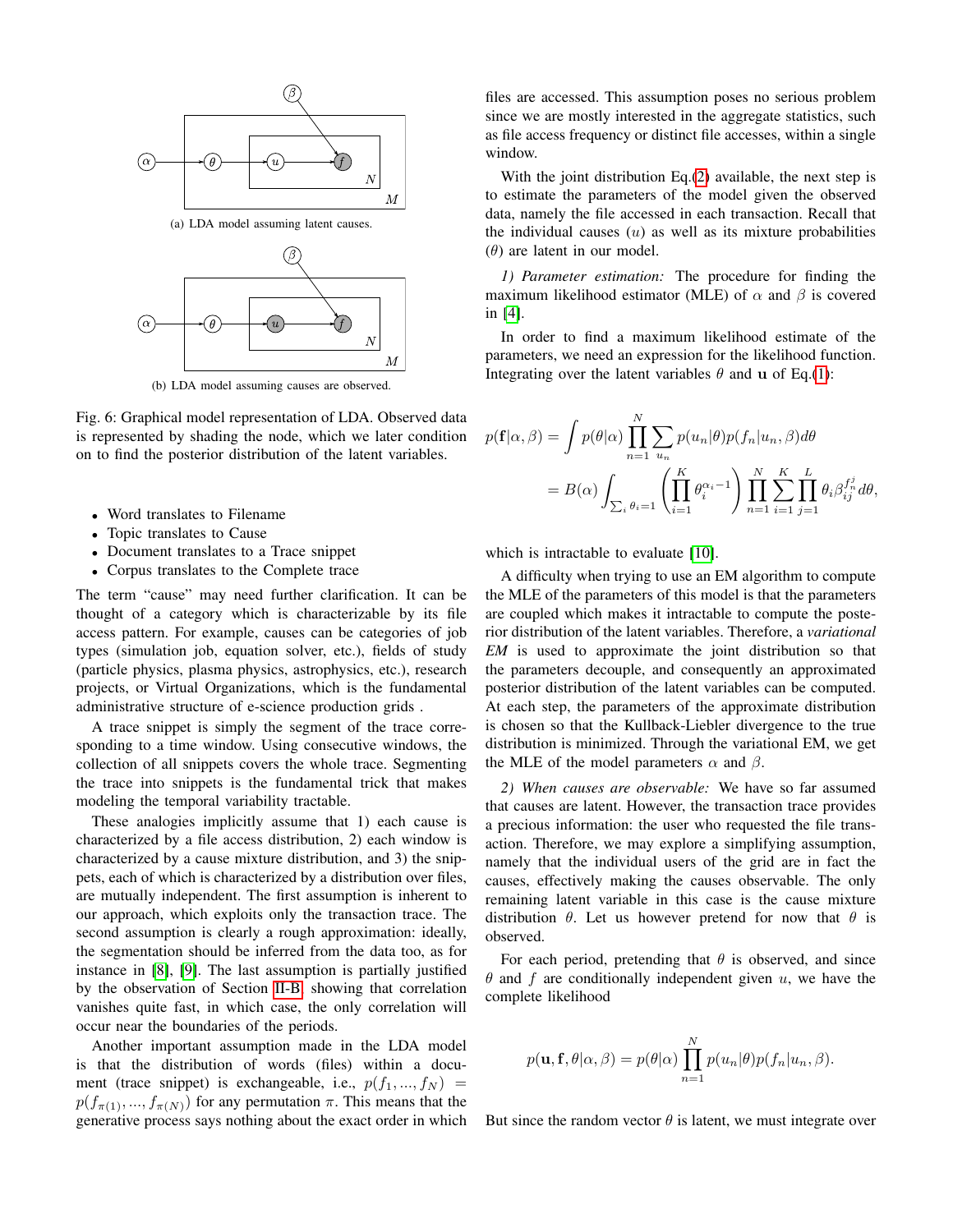(a) LDA model assuming latent causes.

(b) LDA model assuming causes are observed.

Fig. 6: Graphical model representation of LDA. Observed data is represented by shading the node, which we later condition on to find the posterior distribution of the latent variables.

- Word translates to Filename
- Topic translates to Cause
- Document translates to a Trace snippet
- Corpus translates to the Complete trace

The term "cause" may need further clarification. It can be thought of a category which is characterizable by its file access pattern. For example, causes can be categories of job types (simulation job, equation solver, etc.), fields of study (particle physics, plasma physics, astrophysics, etc.), research projects, or Virtual Organizations, which is the fundamental administrative structure of e-science production grids .

A trace snippet is simply the segment of the trace corresponding to a time window. Using consecutive windows, the collection of all snippets covers the whole trace. Segmenting the trace into snippets is the fundamental trick that makes modeling the temporal variability tractable.

These analogies implicitly assume that 1) each cause is characterized by a file access distribution, 2) each window is characterized by a cause mixture distribution, and 3) the snippets, each of which is characterized by a distribution over files, are mutually independent. The first assumption is inherent to our approach, which exploits only the transaction trace. The second assumption is clearly a rough approximation: ideally, the segmentation should be inferred from the data too, as for instance in [8], [9]. The last assumption is partially justified by the observation of Section II-B, showing that correlation vanishes quite fast, in which case, the only correlation will occur near the boundaries of the periods.

Another important assumption made in the LDA model is that the distribution of words (files) within a document (trace snippet) is exchangeable, i.e., $p(f_1, ..., f_N) = p(f_{\pi(1)}, ..., f_{\pi(N)})$ for any permutation $\pi$. This means that the generative process says nothing about the exact order in which files are accessed. This assumption poses no serious problem since we are mostly interested in the aggregate statistics, such as file access frequency or distinct file accesses, within a single window.

With the joint distribution Eq.(2) available, the next step is to estimate the parameters of the model given the observed data, namely the file accessed in each transaction. Recall that the individual causes ($u$) as well as its mixture probabilities ($\theta$) are latent in our model.

*1) Parameter estimation:* The procedure for finding the maximum likelihood estimator (MLE) of $\alpha$ and $\beta$ is covered in [4].

In order to find a maximum likelihood estimate of the parameters, we need an expression for the likelihood function. Integrating over the latent variables $\theta$ and $\mathbf{u}$ of Eq.(1):

$$
\begin{aligned}
p(\mathbf{f}|\alpha, \beta) &= \int p(\theta|\alpha) \prod_{n=1}^{N} \sum_{u_n} p(u_n|\theta) p(f_n|u_n, \beta) d\theta \\
&= B(\alpha) \int_{\sum_i \theta_i = 1} \left( \prod_{i=1}^{K} \theta_i^{\alpha_i - 1} \right) \prod_{n=1}^{N} \sum_{i=1}^{K} \prod_{j=1}^{L} \theta_i \beta_{ij}^{f_n^j} d\theta,
\end{aligned}
$$

which is intractable to evaluate [10].

A difficulty when trying to use an EM algorithm to compute the MLE of the parameters of this model is that the parameters are coupled which makes it intractable to compute the posterior distribution of the latent variables. Therefore, a *variational EM* is used to approximate the joint distribution so that the parameters decouple, and consequently an approximated posterior distribution of the latent variables can be computed. At each step, the parameters of the approximate distribution is chosen so that the Kullback-Liebler divergence to the true distribution is minimized. Through the variational EM, we get the MLE of the model parameters $\alpha$ and $\beta$.

*2) When causes are observable:* We have so far assumed that causes are latent. However, the transaction trace provides a precious information: the user who requested the file transaction. Therefore, we may explore a simplifying assumption, namely that the individual users of the grid are in fact the causes, effectively making the causes observable. The only remaining latent variable in this case is the cause mixture distribution $\theta$. Let us however pretend for now that $\theta$ is observed.

For each period, pretending that $\theta$ is observed, and since $\theta$ and $f$ are conditionally independent given $u$, we have the complete likelihood

$$
p(\mathbf{u}, \mathbf{f}, \theta|\alpha, \beta) = p(\theta|\alpha) \prod_{n=1}^{N} p(u_n|\theta) p(f_n|u_n, \beta).
$$

But since the random vector $\theta$ is latent, we must integrate over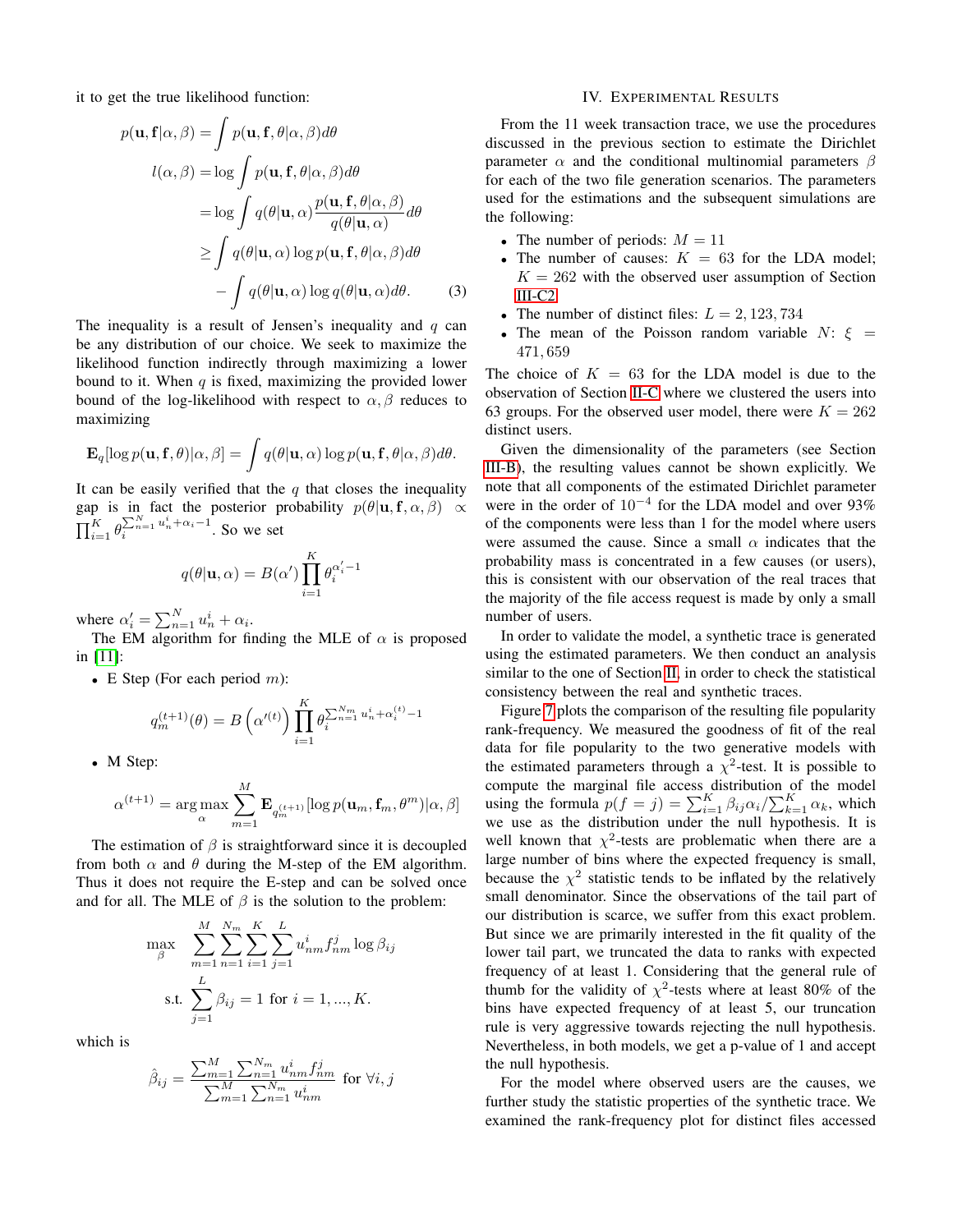it to get the true likelihood function:

$$
\begin{aligned}
p(\mathbf{u}, \mathbf{f}|\alpha, \beta) &= \int p(\mathbf{u}, \mathbf{f}, \theta|\alpha, \beta) d\theta \\
l(\alpha, \beta) &= \log \int p(\mathbf{u}, \mathbf{f}, \theta|\alpha, \beta) d\theta \\
&= \log \int q(\theta|\mathbf{u}, \alpha) \frac{p(\mathbf{u}, \mathbf{f}, \theta|\alpha, \beta)}{q(\theta|\mathbf{u}, \alpha)} d\theta \\
&\geq \int q(\theta|\mathbf{u}, \alpha) \log p(\mathbf{u}, \mathbf{f}, \theta|\alpha, \beta) d\theta \\
&\quad - \int q(\theta|\mathbf{u}, \alpha) \log q(\theta|\mathbf{u}, \alpha) d\theta. \qquad (3)
\end{aligned}
$$

The inequality is a result of Jensen's inequality and $q$ can be any distribution of our choice. We seek to maximize the likelihood function indirectly through maximizing a lower bound to it. When $q$ is fixed, maximizing the provided lower bound of the log-likelihood with respect to $\alpha, \beta$ reduces to maximizing

$$
\mathbf{E}_q[\log p(\mathbf{u}, \mathbf{f}, \theta)|\alpha, \beta] = \int q(\theta|\mathbf{u}, \alpha) \log p(\mathbf{u}, \mathbf{f}, \theta|\alpha, \beta) d\theta.
$$

It can be easily verified that the $q$ that closes the inequality gap is in fact the posterior probability $p(\theta|\mathbf{u}, \mathbf{f}, \alpha, \beta) \propto \prod_{i=1}^{K} \theta_i^{\sum_{n=1}^{N} u_n^i + \alpha_i - 1}$. So we set

$$
q(\theta|\mathbf{u}, \alpha) = B(\alpha') \prod_{i=1}^{K} \theta_i^{\alpha_i' - 1}
$$

where $\alpha_i' = \sum_{n=1}^{N} u_n^i + \alpha_i$.

The EM algorithm for finding the MLE of $\alpha$ is proposed in [11]:

- E Step (For each period $m$):

$$
q_m^{(t+1)}(\theta) = B\left(\alpha'^{(t)}\right) \prod_{i=1}^{K} \theta_i^{\sum_{n=1}^{N_m} u_n^i + \alpha_i^{(t)} - 1}
$$

- M Step:

$$
\alpha^{(t+1)} = \arg\max_{\alpha} \sum_{m=1}^{M} \mathbf{E}_{q_m^{(t+1)}}[\log p(\mathbf{u}_m, \mathbf{f}_m, \theta^m)|\alpha, \beta]
$$

The estimation of $\beta$ is straightforward since it is decoupled from both $\alpha$ and $\theta$ during the M-step of the EM algorithm. Thus it does not require the E-step and can be solved once and for all. The MLE of $\beta$ is the solution to the problem:

$$
\begin{aligned}
\max_{\beta} \quad & \sum_{m=1}^{M} \sum_{n=1}^{N_m} \sum_{i=1}^{K} \sum_{j=1}^{L} u_{nm}^i f_{nm}^j \log \beta_{ij} \\
\text{s.t.} \quad & \sum_{j=1}^{L} \beta_{ij} = 1 \text{ for } i = 1, ..., K.
\end{aligned}
$$

which is

$$
\hat{\beta}_{ij} = \frac{\sum_{m=1}^{M} \sum_{n=1}^{N_m} u_{nm}^i f_{nm}^j}{\sum_{m=1}^{M} \sum_{n=1}^{N_m} u_{nm}^i} \text{ for } \forall i, j
$$

## IV. Experimental Results

From the 11 week transaction trace, we use the procedures discussed in the previous section to estimate the Dirichlet parameter $\alpha$ and the conditional multinomial parameters $\beta$ for each of the two file generation scenarios. The parameters used for the estimations and the subsequent simulations are the following:

- The number of periods: $M = 11$
- The number of causes: $K = 63$ for the LDA model; $K = 262$ with the observed user assumption of Section III-C2
- The number of distinct files: $L = 2,123,734$
- The mean of the Poisson random variable $N$: $\xi = 471,659$

The choice of $K = 63$ for the LDA model is due to the observation of Section II-C where we clustered the users into 63 groups. For the observed user model, there were $K = 262$ distinct users.

Given the dimensionality of the parameters (see Section III-B), the resulting values cannot be shown explicitly. We note that all components of the estimated Dirichlet parameter were in the order of $10^{-4}$ for the LDA model and over 93% of the components were less than 1 for the model where users were assumed the cause. Since a small $\alpha$ indicates that the probability mass is concentrated in a few causes (or users), this is consistent with our observation of the real traces that the majority of the file access request is made by only a small number of users.

In order to validate the model, a synthetic trace is generated using the estimated parameters. We then conduct an analysis similar to the one of Section II, in order to check the statistical consistency between the real and synthetic traces.

Figure 7 plots the comparison of the resulting file popularity rank-frequency. We measured the goodness of fit of the real data for file popularity to the two generative models with the estimated parameters through a $\chi^2$-test. It is possible to compute the marginal file access distribution of the model using the formula $p(f = j) = \sum_{i=1}^{K} \beta_{ij}\alpha_i / \sum_{k=1}^{K} \alpha_k$, which we use as the distribution under the null hypothesis. It is well known that $\chi^2$-tests are problematic when there are a large number of bins where the expected frequency is small, because the $\chi^2$ statistic tends to be inflated by the relatively small denominator. Since the observations of the tail part of our distribution is scarce, we suffer from this exact problem. But since we are primarily interested in the fit quality of the lower tail part, we truncated the data to ranks with expected frequency of at least 1. Considering that the general rule of thumb for the validity of $\chi^2$-tests where at least 80% of the bins have expected frequency of at least 5, our truncation rule is very aggressive towards rejecting the null hypothesis. Nevertheless, in both models, we get a p-value of 1 and accept the null hypothesis.

For the model where observed users are the causes, we further study the statistic properties of the synthetic trace. We examined the rank-frequency plot for distinct files accessed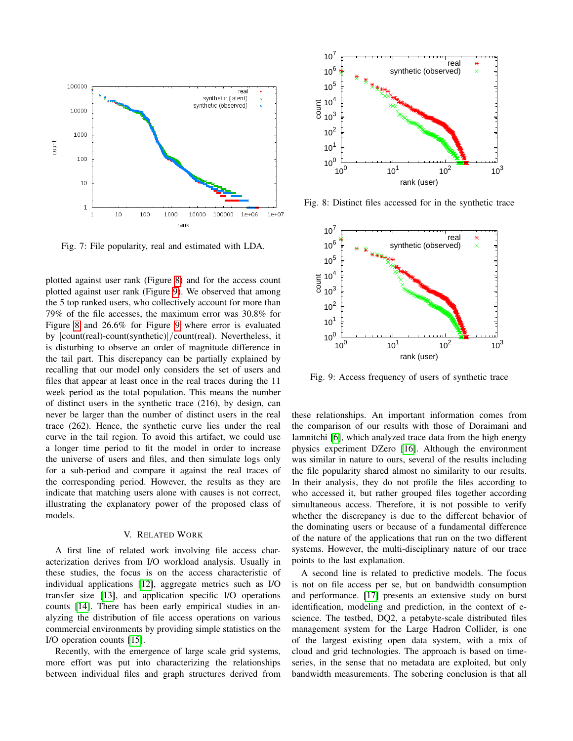Fig. 7: File popularity, real and estimated with LDA.

plotted against user rank (Figure 8) and for the access count plotted against user rank (Figure 9). We observed that among the 5 top ranked users, who collectively account for more than 79% of the file accesses, the maximum error was 30.8% for Figure 8 and 26.6% for Figure 9 where error is evaluated by |count(real)-count(synthetic)|/count(real). Nevertheless, it is disturbing to observe an order of magnitude difference in the tail part. This discrepancy can be partially explained by recalling that our model only considers the set of users and files that appear at least once in the real traces during the 11 week period as the total population. This means the number of distinct users in the synthetic trace (216), by design, can never be larger than the number of distinct users in the real trace (262). Hence, the synthetic curve lies under the real curve in the tail region. To avoid this artifact, we could use a longer time period to fit the model in order to increase the universe of users and files, and then simulate logs only for a sub-period and compare it against the real traces of the corresponding period. However, the results as they are indicate that matching users alone with causes is not correct, illustrating the explanatory power of the proposed class of models.

Fig. 8: Distinct files accessed for in the synthetic trace

Fig. 9: Access frequency of users of synthetic trace

## V. Related Work

A first line of related work involving file access characterization derives from I/O workload analysis. Usually in these studies, the focus is on the access characteristic of individual applications [12], aggregate metrics such as I/O transfer size [13], and application specific I/O operations counts [14]. There has been early empirical studies in analyzing the distribution of file access operations on various commercial environments by providing simple statistics on the I/O operation counts [15].

Recently, with the emergence of large scale grid systems, more effort was put into characterizing the relationships between individual files and graph structures derived from these relationships. An important information comes from the comparison of our results with those of Doraimani and Iamnitchi [6], which analyzed trace data from the high energy physics experiment DZero [16]. Although the environment was similar in nature to ours, several of the results including the file popularity shared almost no similarity to our results. In their analysis, they do not profile the files according to who accessed it, but rather grouped files together according simultaneous access. Therefore, it is not possible to verify whether the discrepancy is due to the different behavior of the dominating users or because of a fundamental difference of the nature of the applications that run on the two different systems. However, the multi-disciplinary nature of our trace points to the last explanation.

A second line is related to predictive models. The focus is not on file access per se, but on bandwidth consumption and performance. [17] presents an extensive study on burst identification, modeling and prediction, in the context of e-science. The testbed, DQ2, a petabyte-scale distributed files management system for the Large Hadron Collider, is one of the largest existing open data system, with a mix of cloud and grid technologies. The approach is based on time-series, in the sense that no metadata are exploited, but only bandwidth measurements. The sobering conclusion is that all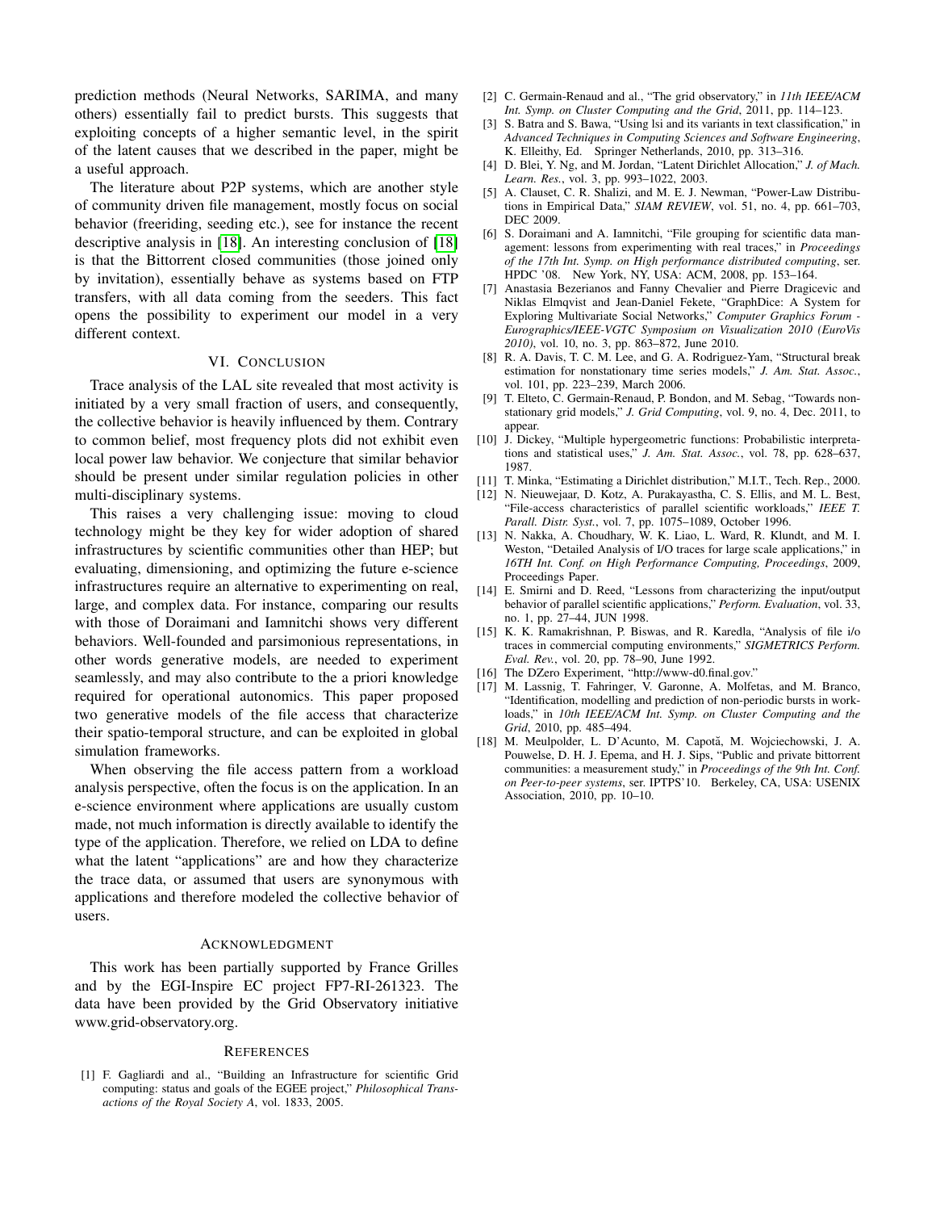prediction methods (Neural Networks, SARIMA, and many others) essentially fail to predict bursts. This suggests that exploiting concepts of a higher semantic level, in the spirit of the latent causes that we described in the paper, might be a useful approach.

The literature about P2P systems, which are another style of community driven file management, mostly focus on social behavior (freeriding, seeding etc.), see for instance the recent descriptive analysis in [18]. An interesting conclusion of [18] is that the Bittorrent closed communities (those joined only by invitation), essentially behave as systems based on FTP transfers, with all data coming from the seeders. This fact opens the possibility to experiment our model in a very different context.

## VI. Conclusion

Trace analysis of the LAL site revealed that most activity is initiated by a very small fraction of users, and consequently, the collective behavior is heavily influenced by them. Contrary to common belief, most frequency plots did not exhibit even local power law behavior. We conjecture that similar behavior should be present under similar regulation policies in other multi-disciplinary systems.

This raises a very challenging issue: moving to cloud technology might be they key for wider adoption of shared infrastructures by scientific communities other than HEP; but evaluating, dimensioning, and optimizing the future e-science infrastructures require an alternative to experimenting on real, large, and complex data. For instance, comparing our results with those of Doraimani and Iamnitchi shows very different behaviors. Well-founded and parsimonious representations, in other words generative models, are needed to experiment seamlessly, and may also contribute to the a priori knowledge required for operational autonomics. This paper proposed two generative models of the file access that characterize their spatio-temporal structure, and can be exploited in global simulation frameworks.

When observing the file access pattern from a workload analysis perspective, often the focus is on the application. In an e-science environment where applications are usually custom made, not much information is directly available to identify the type of the application. Therefore, we relied on LDA to define what the latent "applications" are and how they characterize the trace data, or assumed that users are synonymous with applications and therefore modeled the collective behavior of users.

## Acknowledgment

This work has been partially supported by France Grilles and by the EGI-Inspire EC project FP7-RI-261323. The data have been provided by the Grid Observatory initiative www.grid-observatory.org.

## References

[1] F. Gagliardi and et al., "Building an Infrastructure for scientific Grid computing: status and goals of the EGEE project," *Philosophical Transactions of the Royal Society A*, vol. 1833, 2005.

[2] C. Germain-Renaud and al., "The grid observatory," in *11th IEEE/ACM Int. Symp. on Cluster Computing and the Grid*, 2011, pp. 114–123.

[3] S. Batra and S. Bawa, "Using lsi and its variants in text classification," in *Advanced Techniques in Computing Sciences and Software Engineering*, K. Elleithy, Ed. Springer Netherlands, 2010, pp. 313–316.

[4] D. Blei, Y. Ng, and M. Jordan, "Latent Dirichlet Allocation," *J. of Mach. Learn. Res.*, vol. 3, pp. 993–1022, 2003.

[5] A. Clauset, C. R. Shalizi, and M. E. J. Newman, "Power-Law Distributions in Empirical Data," *SIAM REVIEW*, vol. 51, no. 4, pp. 661–703, DEC 2009.

[6] S. Doraimani and A. Iamnitchi, "File grouping for scientific data management: lessons from experimenting with real traces," in *Proceedings of the 17th Int. Symp. on High performance distributed computing*, ser. HPDC '08. New York, NY, USA: ACM, 2008, pp. 153–164.

[7] Anastasia Bezerianos and Fanny Chevalier and Pierre Dragicevic and Niklas Elmqvist and Jean-Daniel Fekete, "GraphDice: A System for Exploring Multivariate Social Networks," *Computer Graphics Forum - Eurographics/IEEE-VGTC Symposium on Visualization 2010 (EuroVis 2010)*, vol. 10, no. 3, pp. 863–872, June 2010.

[8] R. A. Davis, T. C. M. Lee, and G. A. Rodriguez-Yam, "Structural break estimation for nonstationary time series models," *J. Am. Stat. Assoc.*, vol. 101, pp. 223–239, March 2006.

[9] T. Elteto, C. Germain-Renaud, P. Bondon, and M. Sebag, "Towards non-stationary grid models," *J. Grid Computing*, vol. 9, no. 4, Dec. 2011, to appear.

[10] J. Dickey, "Multiple hypergeometric functions: Probabilistic interpretations and statistical uses," *J. Am. Stat. Assoc.*, vol. 78, pp. 628–637, 1987.

[11] T. Minka, "Estimating a Dirichlet distribution," M.I.T., Tech. Rep., 2000.

[12] N. Nieuwejaar, D. Kotz, A. Purakayastha, C. S. Ellis, and M. L. Best, "File-access characteristics of parallel scientific workloads," *IEEE T. Parall. Distr. Syst.*, vol. 7, pp. 1075–1089, October 1996.

[13] N. Nakka, A. Choudhary, W. K. Liao, L. Ward, R. Klundt, and M. I. Weston, "Detailed Analysis of I/O traces for large scale applications," in *16TH Int. Conf. on High Performance Computing, Proceedings*, 2009, Proceedings Paper.

[14] E. Smirni and D. Reed, "Lessons from characterizing the input/output behavior of parallel scientific applications," *Perform. Evaluation*, vol. 33, no. 1, pp. 27–44, JUN 1998.

[15] K. K. Ramakrishnan, P. Biswas, and R. Karedla, "Analysis of file i/o traces in commercial computing environments," *SIGMETRICS Perform. Eval. Rev.*, vol. 20, pp. 78–90, June 1992.

[16] The DZero Experiment, "http://www-d0.final.gov."

[17] M. Lassnig, T. Fahringer, V. Garonne, A. Molfetas, and M. Branco, "Identification, modelling and prediction of non-periodic bursts in workloads," in *10th IEEE/ACM Int. Symp. on Cluster Computing and the Grid*, 2010, pp. 485–494.

[18] M. Meulpolder, L. D'Acunto, M. Capotă, M. Wojciechowski, J. A. Pouwelse, D. H. J. Epema, and H. J. Sips, "Public and private bittorrent communities: a measurement study," in *Proceedings of the 9th Int. Conf. on Peer-to-peer systems*, ser. IPTPS'10. Berkeley, CA, USA: USENIX Association, 2010, pp. 10–10.